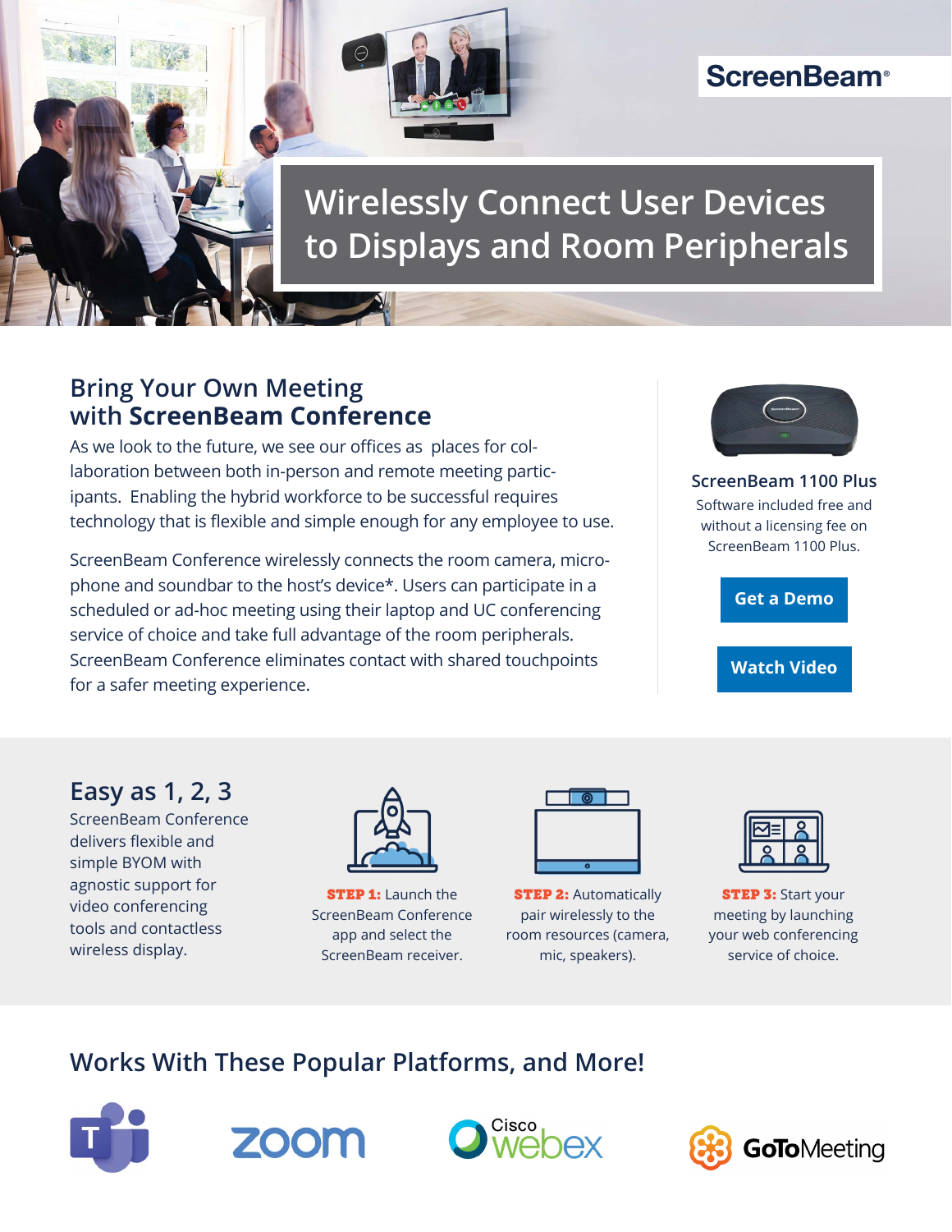ScreenBeam®

# Wirelessly Connect User Devices to Displays and Room Peripherals

## Bring Your Own Meeting with **ScreenBeam Conference**

As we look to the future, we see our offices as places for collaboration between both in-person and remote meeting participants. Enabling the hybrid workforce to be successful requires technology that is flexible and simple enough for any employee to use.

ScreenBeam Conference wirelessly connects the room camera, microphone and soundbar to the host's device*. Users can participate in a scheduled or ad-hoc meeting using their laptop and UC conferencing service of choice and take full advantage of the room peripherals. ScreenBeam Conference eliminates contact with shared touchpoints for a safer meeting experience.

### ScreenBeam 1100 Plus

Software included free and without a licensing fee on ScreenBeam 1100 Plus.

**Get a Demo**

**Watch Video**

## Easy as 1, 2, 3

ScreenBeam Conference delivers flexible and simple BYOM with agnostic support for video conferencing tools and contactless wireless display.

**STEP 1:** Launch the ScreenBeam Conference app and select the ScreenBeam receiver.

**STEP 2:** Automatically pair wirelessly to the room resources (camera, mic, speakers).

**STEP 3:** Start your meeting by launching your web conferencing service of choice.

## Works With These Popular Platforms, and More!

Microsoft Teams · zoom · Cisco webex · GoToMeeting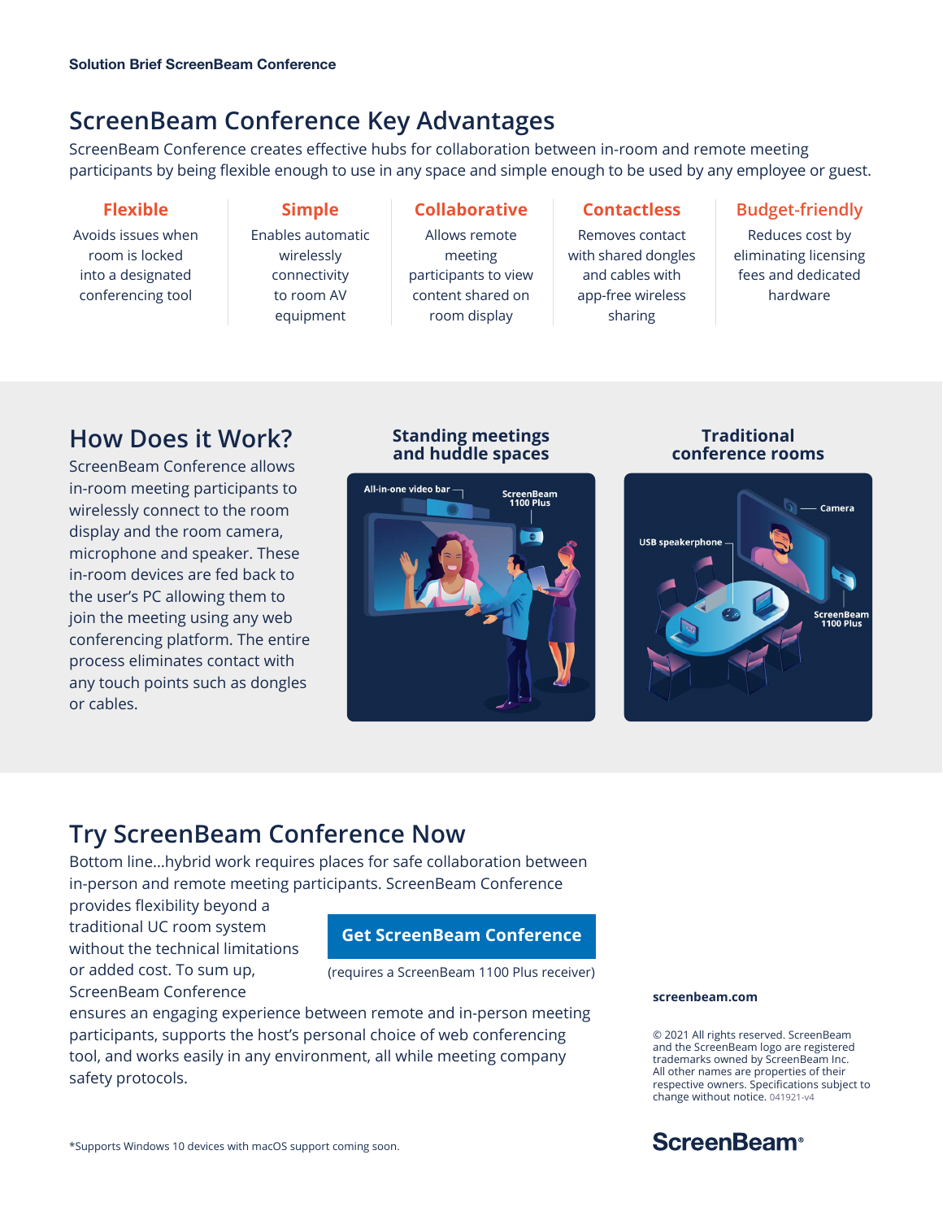Solution Brief ScreenBeam Conference

## ScreenBeam Conference Key Advantages

ScreenBeam Conference creates effective hubs for collaboration between in-room and remote meeting participants by being flexible enough to use in any space and simple enough to be used by any employee or guest.

**Flexible**
Avoids issues when room is locked into a designated conferencing tool

**Simple**
Enables automatic wirelessly connectivity to room AV equipment

**Collaborative**
Allows remote meeting participants to view content shared on room display

**Contactless**
Removes contact with shared dongles and cables with app-free wireless sharing

**Budget-friendly**
Reduces cost by eliminating licensing fees and dedicated hardware

## How Does it Work?

ScreenBeam Conference allows in-room meeting participants to wirelessly connect to the room display and the room camera, microphone and speaker. These in-room devices are fed back to the user's PC allowing them to join the meeting using any web conferencing platform. The entire process eliminates contact with any touch points such as dongles or cables.

**Standing meetings and huddle spaces**

All-in-one video bar

ScreenBeam 1100 Plus

**Traditional conference rooms**

Camera

USB speakerphone

ScreenBeam 1100 Plus

## Try ScreenBeam Conference Now

Bottom line...hybrid work requires places for safe collaboration between in-person and remote meeting participants. ScreenBeam Conference provides flexibility beyond a traditional UC room system without the technical limitations or added cost. To sum up, ScreenBeam Conference ensures an engaging experience between remote and in-person meeting participants, supports the host's personal choice of web conferencing tool, and works easily in any environment, all while meeting company safety protocols.

**Get ScreenBeam Conference**

(requires a ScreenBeam 1100 Plus receiver)

*Supports Windows 10 devices with macOS support coming soon.

**screenbeam.com**

© 2021 All rights reserved. ScreenBeam and the ScreenBeam logo are registered trademarks owned by ScreenBeam Inc. All other names are properties of their respective owners. Specifications subject to change without notice. 041921-v4

ScreenBeam®